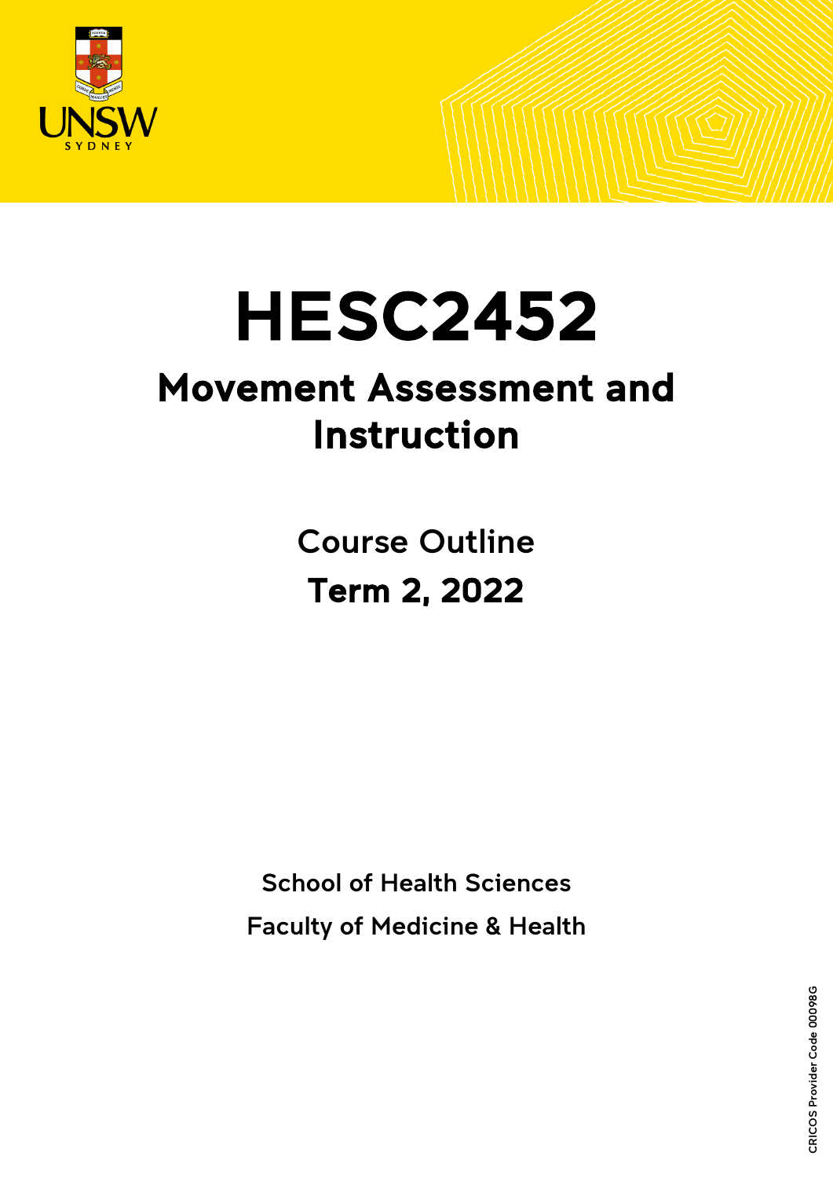# HESC2452

## Movement Assessment and Instruction

Course Outline

**Term 2, 2022**

School of Health Sciences

Faculty of Medicine & Health

CRICOS Provider Code 00098G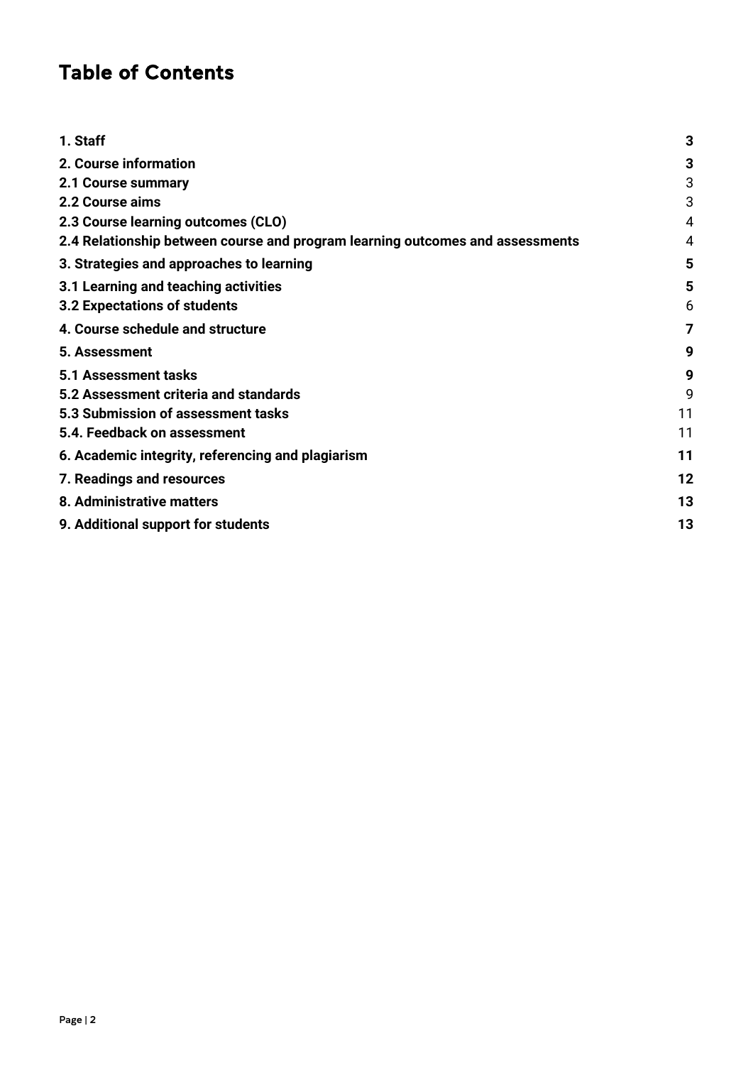# Table of Contents

| | |
|---|---|
| **1. Staff** | **3** |
| **2. Course information** | **3** |
| **2.1 Course summary** | 3 |
| **2.2 Course aims** | 3 |
| **2.3 Course learning outcomes (CLO)** | 4 |
| **2.4 Relationship between course and program learning outcomes and assessments** | 4 |
| **3. Strategies and approaches to learning** | **5** |
| **3.1 Learning and teaching activities** | **5** |
| **3.2 Expectations of students** | 6 |
| **4. Course schedule and structure** | **7** |
| **5. Assessment** | **9** |
| **5.1 Assessment tasks** | **9** |
| **5.2 Assessment criteria and standards** | 9 |
| **5.3 Submission of assessment tasks** | 11 |
| **5.4. Feedback on assessment** | 11 |
| **6. Academic integrity, referencing and plagiarism** | **11** |
| **7. Readings and resources** | **12** |
| **8. Administrative matters** | **13** |
| **9. Additional support for students** | **13** |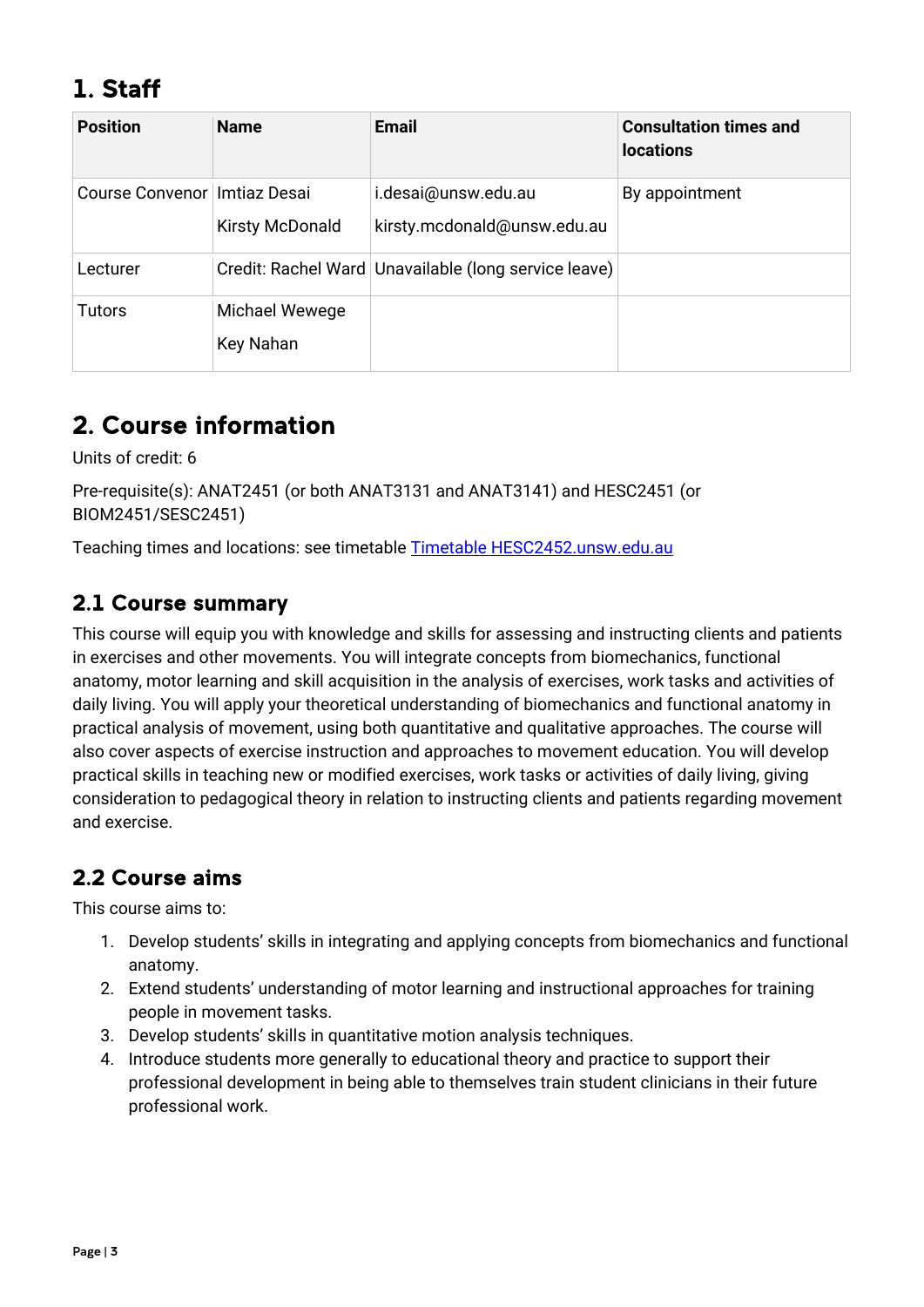# 1. Staff

| Position | Name | Email | Consultation times and locations |
|---|---|---|---|
| Course Convenor | Imtiaz Desai<br>Kirsty McDonald | i.desai@unsw.edu.au<br>kirsty.mcdonald@unsw.edu.au | By appointment |
| Lecturer | Credit: Rachel Ward | Unavailable (long service leave) | |
| Tutors | Michael Wewege<br>Key Nahan | | |

# 2. Course information

Units of credit: 6

Pre-requisite(s): ANAT2451 (or both ANAT3131 and ANAT3141) and HESC2451 (or BIOM2451/SESC2451)

Teaching times and locations: see timetable [Timetable HESC2452.unsw.edu.au](Timetable HESC2452.unsw.edu.au)

## 2.1 Course summary

This course will equip you with knowledge and skills for assessing and instructing clients and patients in exercises and other movements. You will integrate concepts from biomechanics, functional anatomy, motor learning and skill acquisition in the analysis of exercises, work tasks and activities of daily living. You will apply your theoretical understanding of biomechanics and functional anatomy in practical analysis of movement, using both quantitative and qualitative approaches. The course will also cover aspects of exercise instruction and approaches to movement education. You will develop practical skills in teaching new or modified exercises, work tasks or activities of daily living, giving consideration to pedagogical theory in relation to instructing clients and patients regarding movement and exercise.

## 2.2 Course aims

This course aims to:

1. Develop students' skills in integrating and applying concepts from biomechanics and functional anatomy.
2. Extend students' understanding of motor learning and instructional approaches for training people in movement tasks.
3. Develop students' skills in quantitative motion analysis techniques.
4. Introduce students more generally to educational theory and practice to support their professional development in being able to themselves train student clinicians in their future professional work.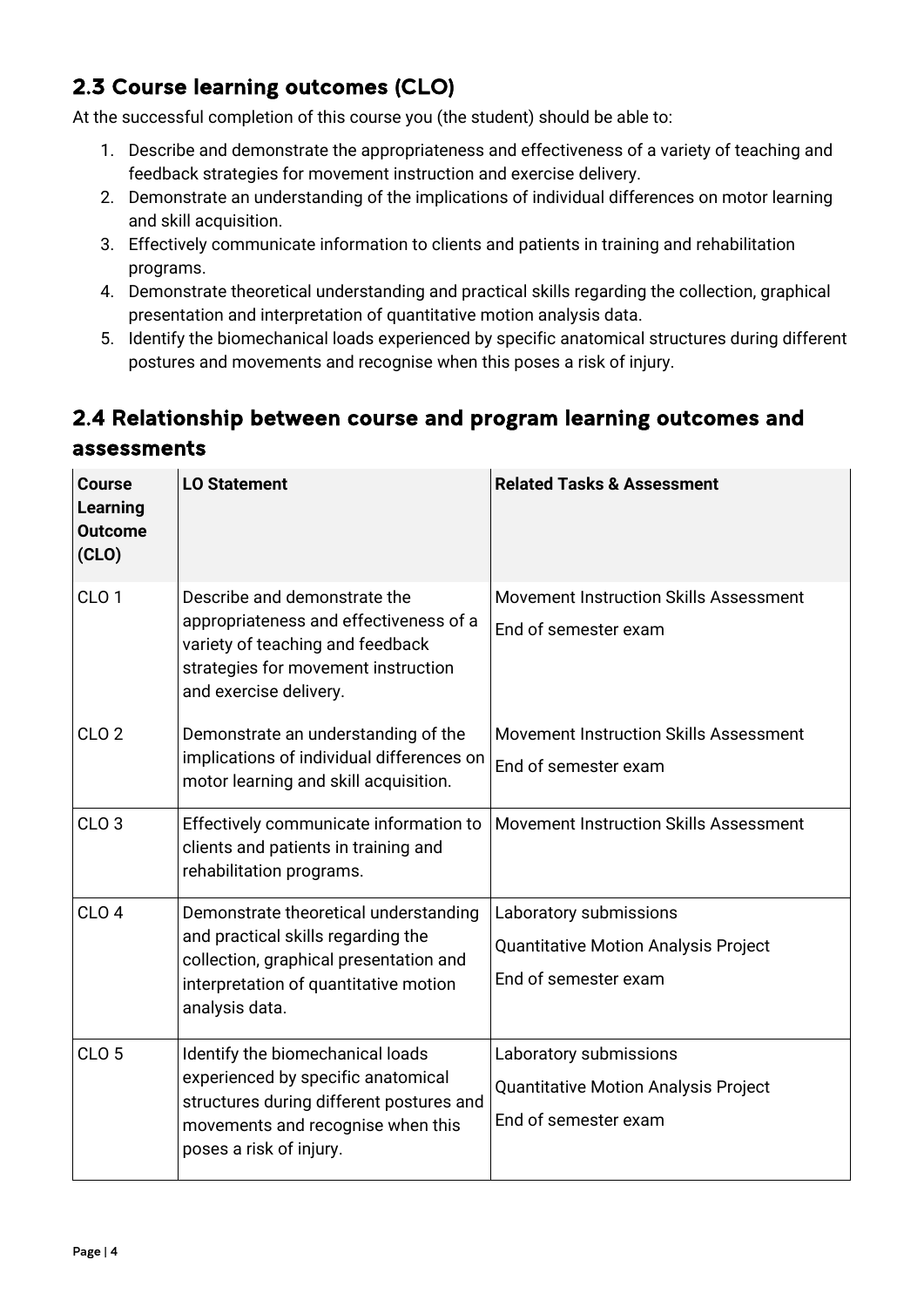## 2.3 Course learning outcomes (CLO)

At the successful completion of this course you (the student) should be able to:

1. Describe and demonstrate the appropriateness and effectiveness of a variety of teaching and feedback strategies for movement instruction and exercise delivery.
2. Demonstrate an understanding of the implications of individual differences on motor learning and skill acquisition.
3. Effectively communicate information to clients and patients in training and rehabilitation programs.
4. Demonstrate theoretical understanding and practical skills regarding the collection, graphical presentation and interpretation of quantitative motion analysis data.
5. Identify the biomechanical loads experienced by specific anatomical structures during different postures and movements and recognise when this poses a risk of injury.

## 2.4 Relationship between course and program learning outcomes and assessments

| Course Learning Outcome (CLO) | LO Statement | Related Tasks & Assessment |
|---|---|---|
| CLO 1 | Describe and demonstrate the appropriateness and effectiveness of a variety of teaching and feedback strategies for movement instruction and exercise delivery. | Movement Instruction Skills Assessment<br>End of semester exam |
| CLO 2 | Demonstrate an understanding of the implications of individual differences on motor learning and skill acquisition. | Movement Instruction Skills Assessment<br>End of semester exam |
| CLO 3 | Effectively communicate information to clients and patients in training and rehabilitation programs. | Movement Instruction Skills Assessment |
| CLO 4 | Demonstrate theoretical understanding and practical skills regarding the collection, graphical presentation and interpretation of quantitative motion analysis data. | Laboratory submissions<br>Quantitative Motion Analysis Project<br>End of semester exam |
| CLO 5 | Identify the biomechanical loads experienced by specific anatomical structures during different postures and movements and recognise when this poses a risk of injury. | Laboratory submissions<br>Quantitative Motion Analysis Project<br>End of semester exam |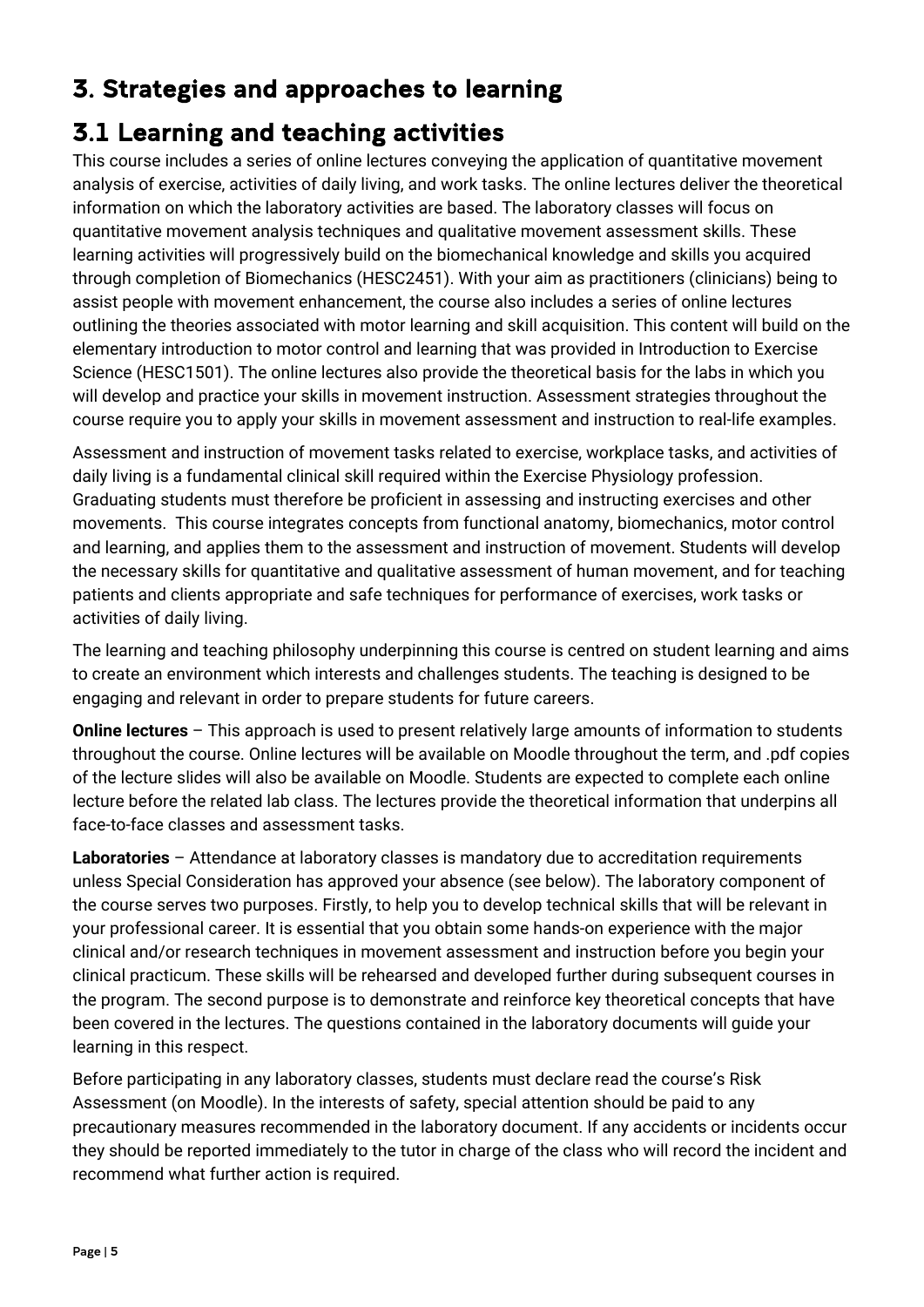# 3. Strategies and approaches to learning

## 3.1 Learning and teaching activities

This course includes a series of online lectures conveying the application of quantitative movement analysis of exercise, activities of daily living, and work tasks. The online lectures deliver the theoretical information on which the laboratory activities are based. The laboratory classes will focus on quantitative movement analysis techniques and qualitative movement assessment skills. These learning activities will progressively build on the biomechanical knowledge and skills you acquired through completion of Biomechanics (HESC2451). With your aim as practitioners (clinicians) being to assist people with movement enhancement, the course also includes a series of online lectures outlining the theories associated with motor learning and skill acquisition. This content will build on the elementary introduction to motor control and learning that was provided in Introduction to Exercise Science (HESC1501). The online lectures also provide the theoretical basis for the labs in which you will develop and practice your skills in movement instruction. Assessment strategies throughout the course require you to apply your skills in movement assessment and instruction to real-life examples.

Assessment and instruction of movement tasks related to exercise, workplace tasks, and activities of daily living is a fundamental clinical skill required within the Exercise Physiology profession. Graduating students must therefore be proficient in assessing and instructing exercises and other movements. This course integrates concepts from functional anatomy, biomechanics, motor control and learning, and applies them to the assessment and instruction of movement. Students will develop the necessary skills for quantitative and qualitative assessment of human movement, and for teaching patients and clients appropriate and safe techniques for performance of exercises, work tasks or activities of daily living.

The learning and teaching philosophy underpinning this course is centred on student learning and aims to create an environment which interests and challenges students. The teaching is designed to be engaging and relevant in order to prepare students for future careers.

**Online lectures** – This approach is used to present relatively large amounts of information to students throughout the course. Online lectures will be available on Moodle throughout the term, and .pdf copies of the lecture slides will also be available on Moodle. Students are expected to complete each online lecture before the related lab class. The lectures provide the theoretical information that underpins all face-to-face classes and assessment tasks.

**Laboratories** – Attendance at laboratory classes is mandatory due to accreditation requirements unless Special Consideration has approved your absence (see below). The laboratory component of the course serves two purposes. Firstly, to help you to develop technical skills that will be relevant in your professional career. It is essential that you obtain some hands-on experience with the major clinical and/or research techniques in movement assessment and instruction before you begin your clinical practicum. These skills will be rehearsed and developed further during subsequent courses in the program. The second purpose is to demonstrate and reinforce key theoretical concepts that have been covered in the lectures. The questions contained in the laboratory documents will guide your learning in this respect.

Before participating in any laboratory classes, students must declare read the course's Risk Assessment (on Moodle). In the interests of safety, special attention should be paid to any precautionary measures recommended in the laboratory document. If any accidents or incidents occur they should be reported immediately to the tutor in charge of the class who will record the incident and recommend what further action is required.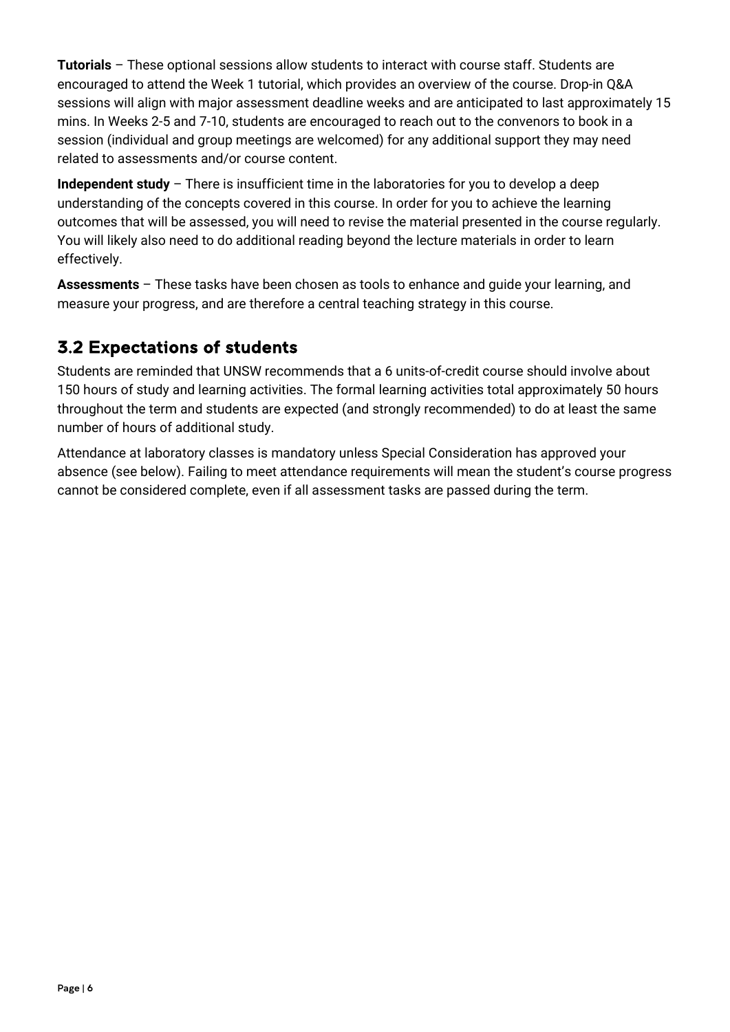**Tutorials** – These optional sessions allow students to interact with course staff. Students are encouraged to attend the Week 1 tutorial, which provides an overview of the course. Drop-in Q&A sessions will align with major assessment deadline weeks and are anticipated to last approximately 15 mins. In Weeks 2-5 and 7-10, students are encouraged to reach out to the convenors to book in a session (individual and group meetings are welcomed) for any additional support they may need related to assessments and/or course content.

**Independent study** – There is insufficient time in the laboratories for you to develop a deep understanding of the concepts covered in this course. In order for you to achieve the learning outcomes that will be assessed, you will need to revise the material presented in the course regularly. You will likely also need to do additional reading beyond the lecture materials in order to learn effectively.

**Assessments** – These tasks have been chosen as tools to enhance and guide your learning, and measure your progress, and are therefore a central teaching strategy in this course.

## 3.2 Expectations of students

Students are reminded that UNSW recommends that a 6 units-of-credit course should involve about 150 hours of study and learning activities. The formal learning activities total approximately 50 hours throughout the term and students are expected (and strongly recommended) to do at least the same number of hours of additional study.

Attendance at laboratory classes is mandatory unless Special Consideration has approved your absence (see below). Failing to meet attendance requirements will mean the student's course progress cannot be considered complete, even if all assessment tasks are passed during the term.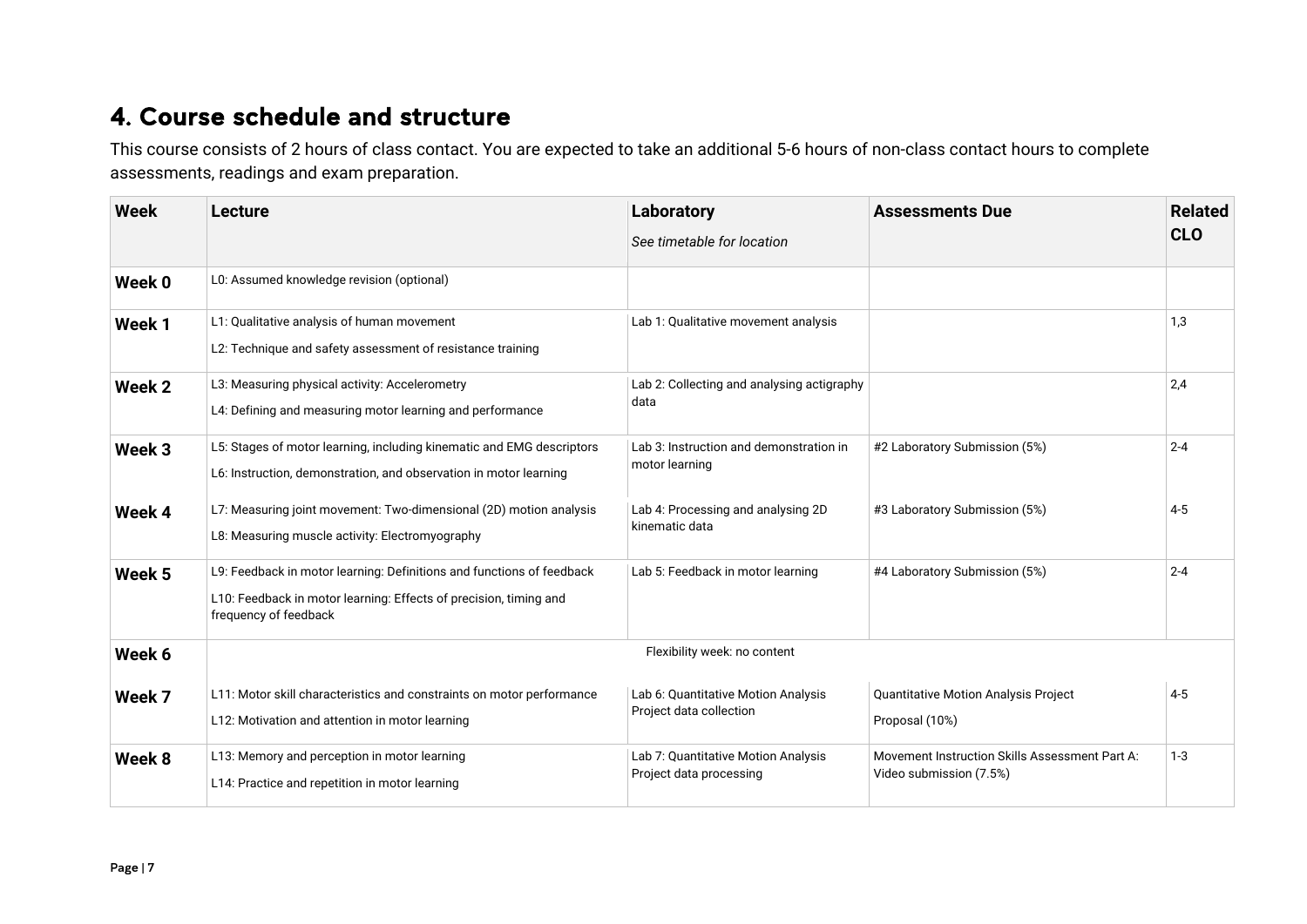## 4. Course schedule and structure

This course consists of 2 hours of class contact. You are expected to take an additional 5-6 hours of non-class contact hours to complete assessments, readings and exam preparation.

| Week | Lecture | Laboratory<br>*See timetable for location* | Assessments Due | Related CLO |
|---|---|---|---|---|
| **Week 0** | L0: Assumed knowledge revision (optional) | | | |
| **Week 1** | L1: Qualitative analysis of human movement<br>L2: Technique and safety assessment of resistance training | Lab 1: Qualitative movement analysis | | 1,3 |
| **Week 2** | L3: Measuring physical activity: Accelerometry<br>L4: Defining and measuring motor learning and performance | Lab 2: Collecting and analysing actigraphy data | | 2,4 |
| **Week 3** | L5: Stages of motor learning, including kinematic and EMG descriptors<br>L6: Instruction, demonstration, and observation in motor learning | Lab 3: Instruction and demonstration in motor learning | #2 Laboratory Submission (5%) | 2-4 |
| **Week 4** | L7: Measuring joint movement: Two-dimensional (2D) motion analysis<br>L8: Measuring muscle activity: Electromyography | Lab 4: Processing and analysing 2D kinematic data | #3 Laboratory Submission (5%) | 4-5 |
| **Week 5** | L9: Feedback in motor learning: Definitions and functions of feedback<br>L10: Feedback in motor learning: Effects of precision, timing and frequency of feedback | Lab 5: Feedback in motor learning | #4 Laboratory Submission (5%) | 2-4 |
| **Week 6** | Flexibility week: no content | | | |
| **Week 7** | L11: Motor skill characteristics and constraints on motor performance<br>L12: Motivation and attention in motor learning | Lab 6: Quantitative Motion Analysis Project data collection | Quantitative Motion Analysis Project<br>Proposal (10%) | 4-5 |
| **Week 8** | L13: Memory and perception in motor learning<br>L14: Practice and repetition in motor learning | Lab 7: Quantitative Motion Analysis Project data processing | Movement Instruction Skills Assessment Part A: Video submission (7.5%) | 1-3 |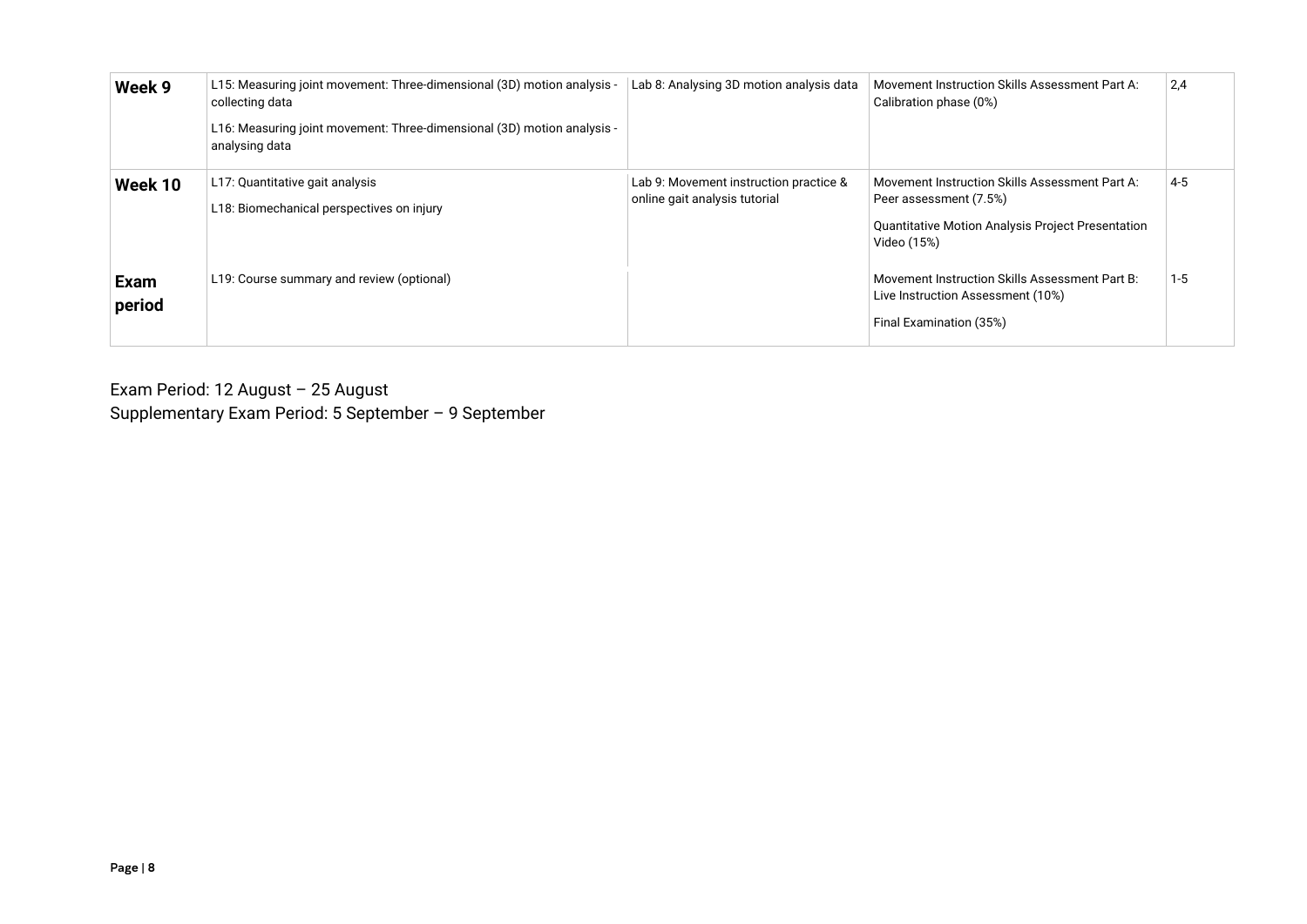| **Week 9** | L15: Measuring joint movement: Three-dimensional (3D) motion analysis - collecting data<br>L16: Measuring joint movement: Three-dimensional (3D) motion analysis - analysing data | Lab 8: Analysing 3D motion analysis data | Movement Instruction Skills Assessment Part A: Calibration phase (0%) | 2,4 |
|---|---|---|---|---|
| **Week 10** | L17: Quantitative gait analysis<br>L18: Biomechanical perspectives on injury | Lab 9: Movement instruction practice & online gait analysis tutorial | Movement Instruction Skills Assessment Part A: Peer assessment (7.5%)<br>Quantitative Motion Analysis Project Presentation Video (15%) | 4-5 |
| **Exam period** | L19: Course summary and review (optional) | | Movement Instruction Skills Assessment Part B: Live Instruction Assessment (10%)<br>Final Examination (35%) | 1-5 |

Exam Period: 12 August – 25 August
Supplementary Exam Period: 5 September – 9 September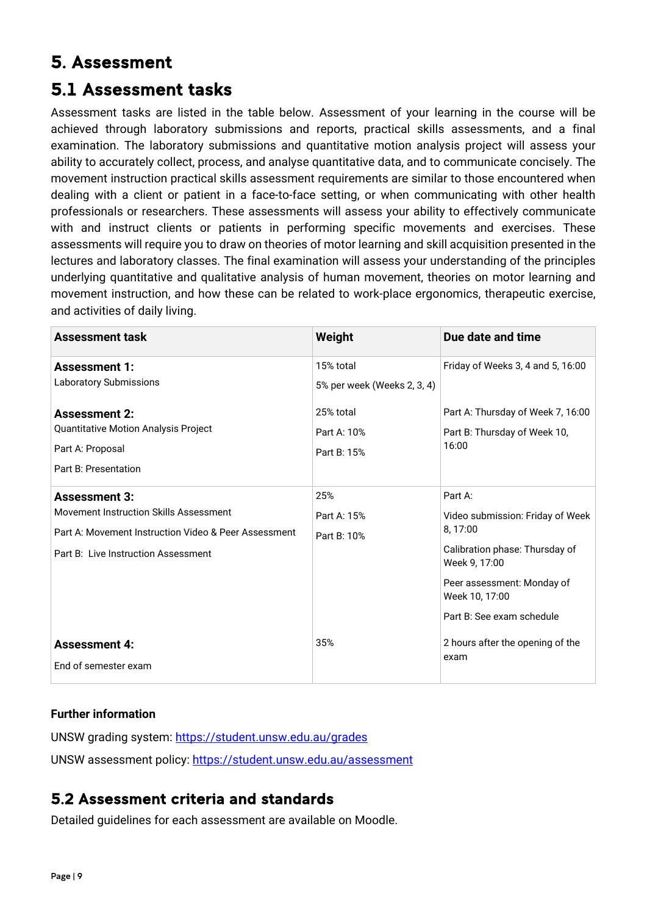# 5. Assessment

## 5.1 Assessment tasks

Assessment tasks are listed in the table below. Assessment of your learning in the course will be achieved through laboratory submissions and reports, practical skills assessments, and a final examination. The laboratory submissions and quantitative motion analysis project will assess your ability to accurately collect, process, and analyse quantitative data, and to communicate concisely. The movement instruction practical skills assessment requirements are similar to those encountered when dealing with a client or patient in a face-to-face setting, or when communicating with other health professionals or researchers. These assessments will assess your ability to effectively communicate with and instruct clients or patients in performing specific movements and exercises. These assessments will require you to draw on theories of motor learning and skill acquisition presented in the lectures and laboratory classes. The final examination will assess your understanding of the principles underlying quantitative and qualitative analysis of human movement, theories on motor learning and movement instruction, and how these can be related to work-place ergonomics, therapeutic exercise, and activities of daily living.

| Assessment task | Weight | Due date and time |
|---|---|---|
| **Assessment 1:**<br>Laboratory Submissions | 15% total<br>5% per week (Weeks 2, 3, 4) | Friday of Weeks 3, 4 and 5, 16:00 |
| **Assessment 2:**<br>Quantitative Motion Analysis Project<br>Part A: Proposal<br>Part B: Presentation | 25% total<br>Part A: 10%<br>Part B: 15% | Part A: Thursday of Week 7, 16:00<br>Part B: Thursday of Week 10, 16:00 |
| **Assessment 3:**<br>Movement Instruction Skills Assessment<br>Part A: Movement Instruction Video & Peer Assessment<br>Part B: Live Instruction Assessment | 25%<br>Part A: 15%<br>Part B: 10% | Part A:<br>Video submission: Friday of Week 8, 17:00<br>Calibration phase: Thursday of Week 9, 17:00<br>Peer assessment: Monday of Week 10, 17:00<br>Part B: See exam schedule |
| **Assessment 4:**<br>End of semester exam | 35% | 2 hours after the opening of the exam |

**Further information**

UNSW grading system: https://student.unsw.edu.au/grades

UNSW assessment policy: https://student.unsw.edu.au/assessment

## 5.2 Assessment criteria and standards

Detailed guidelines for each assessment are available on Moodle.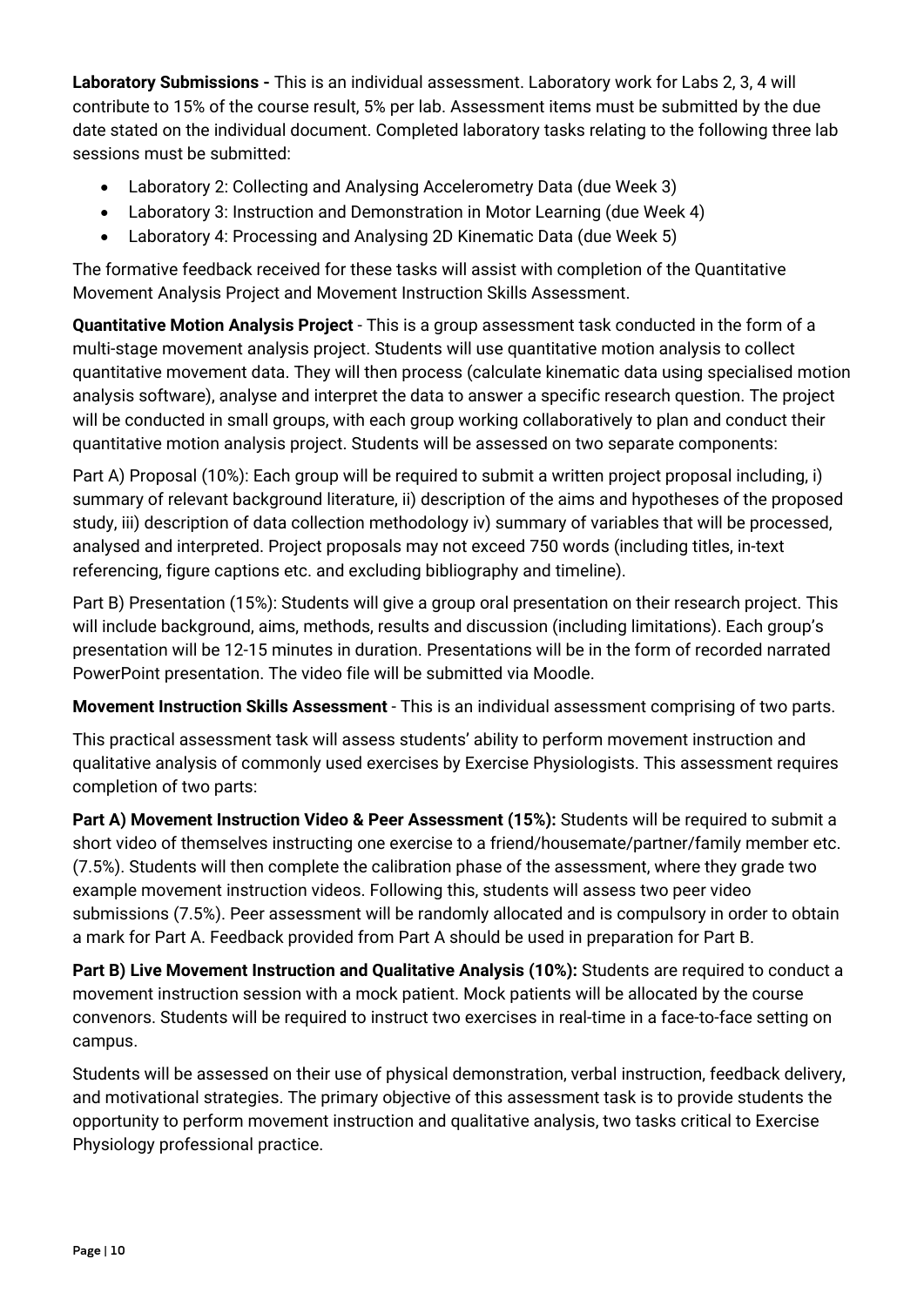**Laboratory Submissions -** This is an individual assessment. Laboratory work for Labs 2, 3, 4 will contribute to 15% of the course result, 5% per lab. Assessment items must be submitted by the due date stated on the individual document. Completed laboratory tasks relating to the following three lab sessions must be submitted:

- Laboratory 2: Collecting and Analysing Accelerometry Data (due Week 3)
- Laboratory 3: Instruction and Demonstration in Motor Learning (due Week 4)
- Laboratory 4: Processing and Analysing 2D Kinematic Data (due Week 5)

The formative feedback received for these tasks will assist with completion of the Quantitative Movement Analysis Project and Movement Instruction Skills Assessment.

**Quantitative Motion Analysis Project** - This is a group assessment task conducted in the form of a multi-stage movement analysis project. Students will use quantitative motion analysis to collect quantitative movement data. They will then process (calculate kinematic data using specialised motion analysis software), analyse and interpret the data to answer a specific research question. The project will be conducted in small groups, with each group working collaboratively to plan and conduct their quantitative motion analysis project. Students will be assessed on two separate components:

Part A) Proposal (10%): Each group will be required to submit a written project proposal including, i) summary of relevant background literature, ii) description of the aims and hypotheses of the proposed study, iii) description of data collection methodology iv) summary of variables that will be processed, analysed and interpreted. Project proposals may not exceed 750 words (including titles, in-text referencing, figure captions etc. and excluding bibliography and timeline).

Part B) Presentation (15%): Students will give a group oral presentation on their research project. This will include background, aims, methods, results and discussion (including limitations). Each group's presentation will be 12-15 minutes in duration. Presentations will be in the form of recorded narrated PowerPoint presentation. The video file will be submitted via Moodle.

**Movement Instruction Skills Assessment** - This is an individual assessment comprising of two parts.

This practical assessment task will assess students' ability to perform movement instruction and qualitative analysis of commonly used exercises by Exercise Physiologists. This assessment requires completion of two parts:

**Part A) Movement Instruction Video & Peer Assessment (15%):** Students will be required to submit a short video of themselves instructing one exercise to a friend/housemate/partner/family member etc. (7.5%). Students will then complete the calibration phase of the assessment, where they grade two example movement instruction videos. Following this, students will assess two peer video submissions (7.5%). Peer assessment will be randomly allocated and is compulsory in order to obtain a mark for Part A. Feedback provided from Part A should be used in preparation for Part B.

**Part B) Live Movement Instruction and Qualitative Analysis (10%):** Students are required to conduct a movement instruction session with a mock patient. Mock patients will be allocated by the course convenors. Students will be required to instruct two exercises in real-time in a face-to-face setting on campus.

Students will be assessed on their use of physical demonstration, verbal instruction, feedback delivery, and motivational strategies. The primary objective of this assessment task is to provide students the opportunity to perform movement instruction and qualitative analysis, two tasks critical to Exercise Physiology professional practice.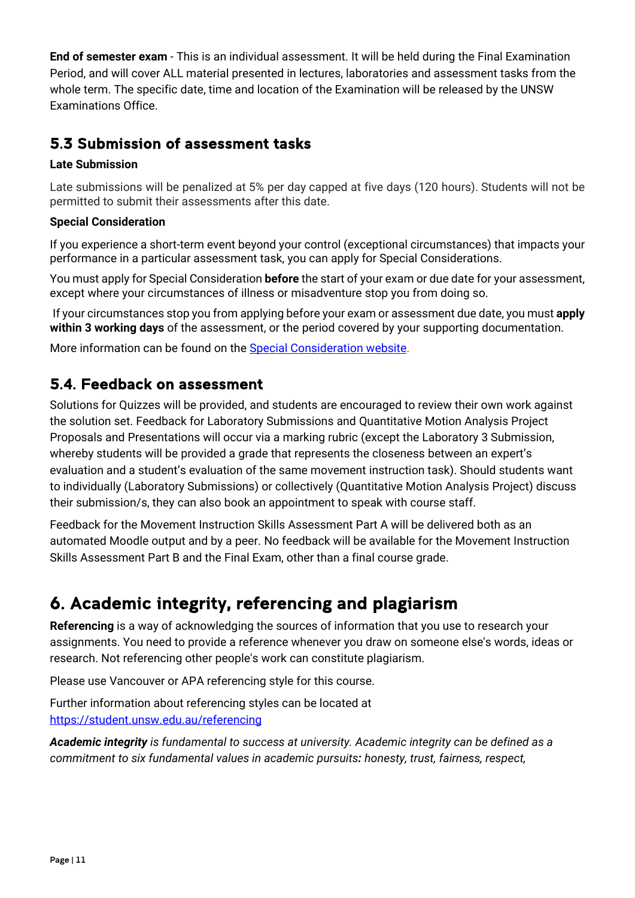**End of semester exam** - This is an individual assessment. It will be held during the Final Examination Period, and will cover ALL material presented in lectures, laboratories and assessment tasks from the whole term. The specific date, time and location of the Examination will be released by the UNSW Examinations Office.

## 5.3 Submission of assessment tasks

**Late Submission**

Late submissions will be penalized at 5% per day capped at five days (120 hours). Students will not be permitted to submit their assessments after this date.

**Special Consideration**

If you experience a short-term event beyond your control (exceptional circumstances) that impacts your performance in a particular assessment task, you can apply for Special Considerations.

You must apply for Special Consideration **before** the start of your exam or due date for your assessment, except where your circumstances of illness or misadventure stop you from doing so.

If your circumstances stop you from applying before your exam or assessment due date, you must **apply within 3 working days** of the assessment, or the period covered by your supporting documentation.

More information can be found on the [Special Consideration website](Special Consideration website).

## 5.4. Feedback on assessment

Solutions for Quizzes will be provided, and students are encouraged to review their own work against the solution set. Feedback for Laboratory Submissions and Quantitative Motion Analysis Project Proposals and Presentations will occur via a marking rubric (except the Laboratory 3 Submission, whereby students will be provided a grade that represents the closeness between an expert's evaluation and a student's evaluation of the same movement instruction task). Should students want to individually (Laboratory Submissions) or collectively (Quantitative Motion Analysis Project) discuss their submission/s, they can also book an appointment to speak with course staff.

Feedback for the Movement Instruction Skills Assessment Part A will be delivered both as an automated Moodle output and by a peer. No feedback will be available for the Movement Instruction Skills Assessment Part B and the Final Exam, other than a final course grade.

# 6. Academic integrity, referencing and plagiarism

**Referencing** is a way of acknowledging the sources of information that you use to research your assignments. You need to provide a reference whenever you draw on someone else's words, ideas or research. Not referencing other people's work can constitute plagiarism.

Please use Vancouver or APA referencing style for this course.

Further information about referencing styles can be located at
https://student.unsw.edu.au/referencing

***Academic integrity*** *is fundamental to success at university. Academic integrity can be defined as a commitment to six fundamental values in academic pursuits**:** honesty, trust, fairness, respect,*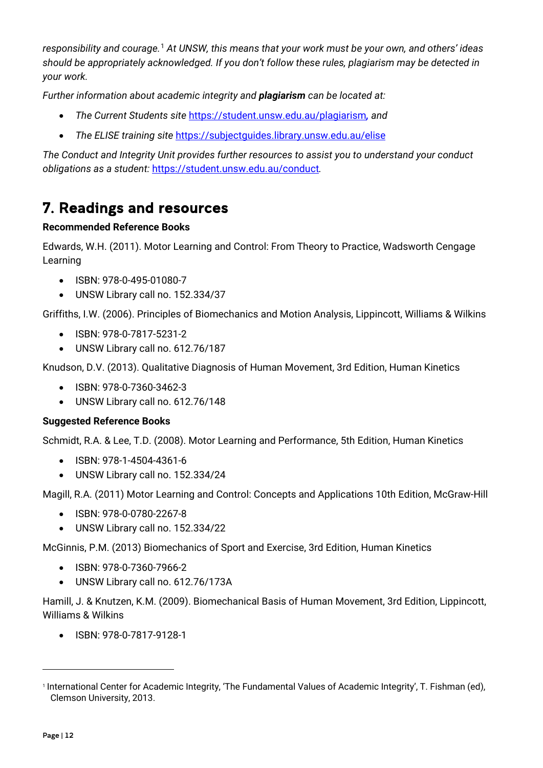*responsibility and courage.*[1] *At UNSW, this means that your work must be your own, and others' ideas should be appropriately acknowledged. If you don't follow these rules, plagiarism may be detected in your work.*

*Further information about academic integrity and* ***plagiarism*** *can be located at:*

- *The Current Students site* https://student.unsw.edu.au/plagiarism*, and*
- *The ELISE training site* https://subjectguides.library.unsw.edu.au/elise

*The Conduct and Integrity Unit provides further resources to assist you to understand your conduct obligations as a student:* https://student.unsw.edu.au/conduct*.*

## 7. Readings and resources

**Recommended Reference Books**

Edwards, W.H. (2011). Motor Learning and Control: From Theory to Practice, Wadsworth Cengage Learning

- ISBN: 978-0-495-01080-7
- UNSW Library call no. 152.334/37

Griffiths, I.W. (2006). Principles of Biomechanics and Motion Analysis, Lippincott, Williams & Wilkins

- ISBN: 978-0-7817-5231-2
- UNSW Library call no. 612.76/187

Knudson, D.V. (2013). Qualitative Diagnosis of Human Movement, 3rd Edition, Human Kinetics

- ISBN: 978-0-7360-3462-3
- UNSW Library call no. 612.76/148

**Suggested Reference Books**

Schmidt, R.A. & Lee, T.D. (2008). Motor Learning and Performance, 5th Edition, Human Kinetics

- ISBN: 978-1-4504-4361-6
- UNSW Library call no. 152.334/24

Magill, R.A. (2011) Motor Learning and Control: Concepts and Applications 10th Edition, McGraw-Hill

- ISBN: 978-0-0780-2267-8
- UNSW Library call no. 152.334/22

McGinnis, P.M. (2013) Biomechanics of Sport and Exercise, 3rd Edition, Human Kinetics

- ISBN: 978-0-7360-7966-2
- UNSW Library call no. 612.76/173A

Hamill, J. & Knutzen, K.M. (2009). Biomechanical Basis of Human Movement, 3rd Edition, Lippincott, Williams & Wilkins

- ISBN: 978-0-7817-9128-1

[1] International Center for Academic Integrity, 'The Fundamental Values of Academic Integrity', T. Fishman (ed), Clemson University, 2013.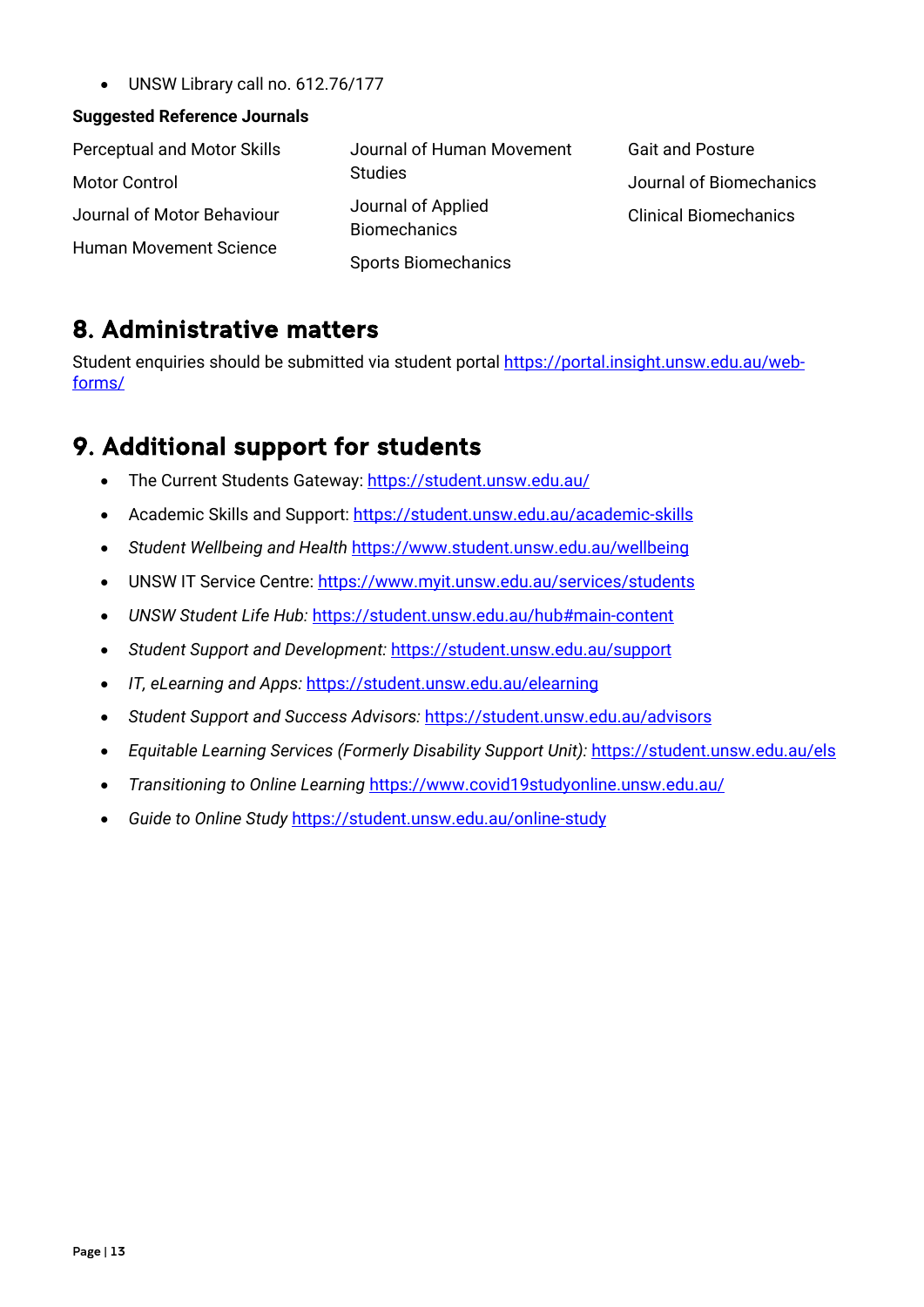- UNSW Library call no. 612.76/177

**Suggested Reference Journals**

Perceptual and Motor Skills

Motor Control

Journal of Motor Behaviour

Human Movement Science

Journal of Human Movement Studies

Journal of Applied Biomechanics

Sports Biomechanics

Gait and Posture

Journal of Biomechanics

Clinical Biomechanics

## 8. Administrative matters

Student enquiries should be submitted via student portal https://portal.insight.unsw.edu.au/web-forms/

## 9. Additional support for students

- The Current Students Gateway: https://student.unsw.edu.au/
- Academic Skills and Support: https://student.unsw.edu.au/academic-skills
- *Student Wellbeing and Health* https://www.student.unsw.edu.au/wellbeing
- UNSW IT Service Centre: https://www.myit.unsw.edu.au/services/students
- *UNSW Student Life Hub:* https://student.unsw.edu.au/hub#main-content
- *Student Support and Development:* https://student.unsw.edu.au/support
- *IT, eLearning and Apps:* https://student.unsw.edu.au/elearning
- *Student Support and Success Advisors:* https://student.unsw.edu.au/advisors
- *Equitable Learning Services (Formerly Disability Support Unit):* https://student.unsw.edu.au/els
- *Transitioning to Online Learning* https://www.covid19studyonline.unsw.edu.au/
- *Guide to Online Study* https://student.unsw.edu.au/online-study